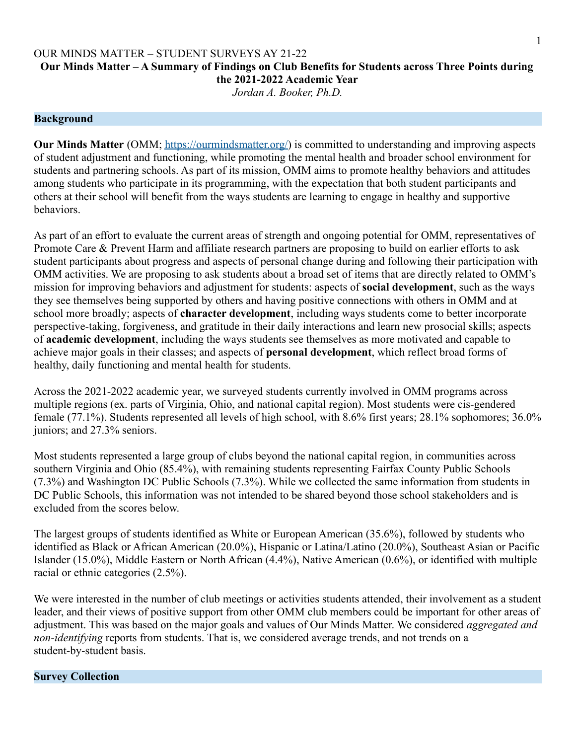OUR MINDS MATTER – STUDENT SURVEYS AY 21-22

# Our Minds Matter – A Summary of Findings on Club Benefits for Students across Three Points during the 2021-2022 Academic Year

*Jordan A. Booker, Ph.D.*

## Background

**Our Minds Matter** (OMM; https://ourmindsmatter.org/) is committed to understanding and improving aspects of student adjustment and functioning, while promoting the mental health and broader school environment for students and partnering schools. As part of its mission, OMM aims to promote healthy behaviors and attitudes among students who participate in its programming, with the expectation that both student participants and others at their school will benefit from the ways students are learning to engage in healthy and supportive behaviors.

As part of an effort to evaluate the current areas of strength and ongoing potential for OMM, representatives of Promote Care & Prevent Harm and affiliate research partners are proposing to build on earlier efforts to ask student participants about progress and aspects of personal change during and following their participation with OMM activities. We are proposing to ask students about a broad set of items that are directly related to OMM's mission for improving behaviors and adjustment for students: aspects of **social development**, such as the ways they see themselves being supported by others and having positive connections with others in OMM and at school more broadly; aspects of **character development**, including ways students come to better incorporate perspective-taking, forgiveness, and gratitude in their daily interactions and learn new prosocial skills; aspects of **academic development**, including the ways students see themselves as more motivated and capable to achieve major goals in their classes; and aspects of **personal development**, which reflect broad forms of healthy, daily functioning and mental health for students.

Across the 2021-2022 academic year, we surveyed students currently involved in OMM programs across multiple regions (ex. parts of Virginia, Ohio, and national capital region). Most students were cis-gendered female (77.1%). Students represented all levels of high school, with 8.6% first years; 28.1% sophomores; 36.0% juniors; and 27.3% seniors.

Most students represented a large group of clubs beyond the national capital region, in communities across southern Virginia and Ohio (85.4%), with remaining students representing Fairfax County Public Schools (7.3%) and Washington DC Public Schools (7.3%). While we collected the same information from students in DC Public Schools, this information was not intended to be shared beyond those school stakeholders and is excluded from the scores below.

The largest groups of students identified as White or European American (35.6%), followed by students who identified as Black or African American (20.0%), Hispanic or Latina/Latino (20.0%), Southeast Asian or Pacific Islander (15.0%), Middle Eastern or North African (4.4%), Native American (0.6%), or identified with multiple racial or ethnic categories (2.5%).

We were interested in the number of club meetings or activities students attended, their involvement as a student leader, and their views of positive support from other OMM club members could be important for other areas of adjustment. This was based on the major goals and values of Our Minds Matter. We considered *aggregated and non-identifying* reports from students. That is, we considered average trends, and not trends on a student-by-student basis.

## Survey Collection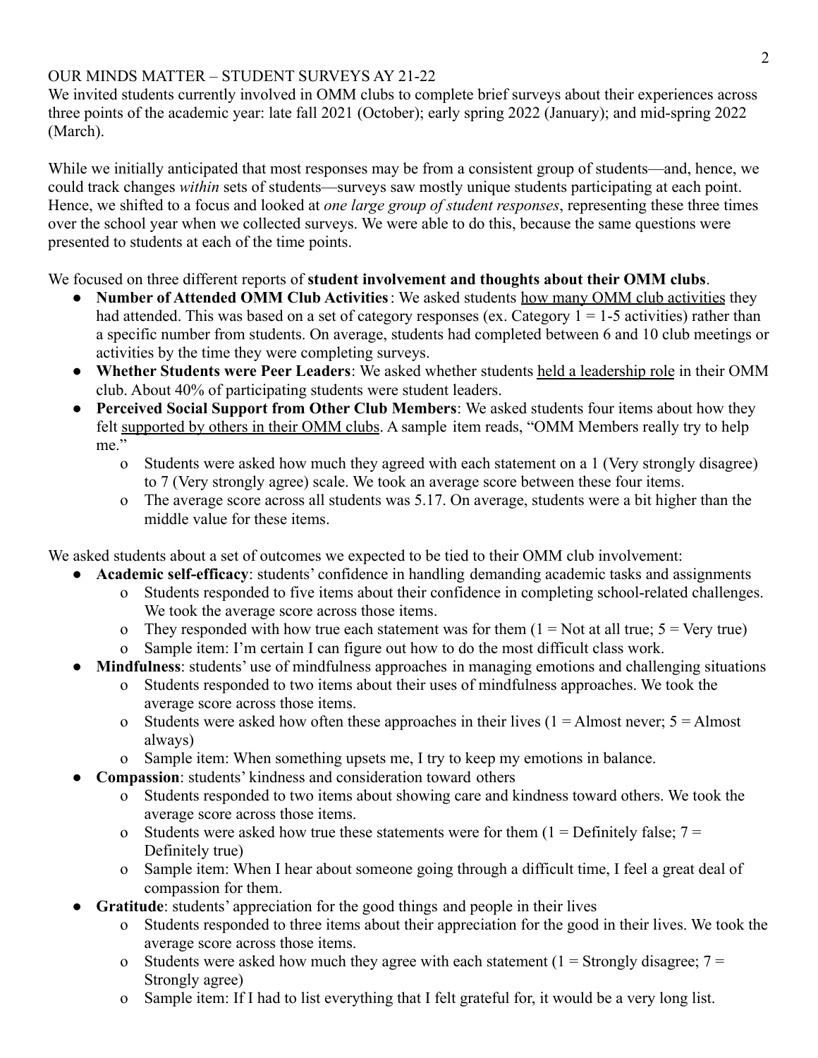OUR MINDS MATTER – STUDENT SURVEYS AY 21-22

We invited students currently involved in OMM clubs to complete brief surveys about their experiences across three points of the academic year: late fall 2021 (October); early spring 2022 (January); and mid-spring 2022 (March).

While we initially anticipated that most responses may be from a consistent group of students—and, hence, we could track changes *within* sets of students—surveys saw mostly unique students participating at each point. Hence, we shifted to a focus and looked at *one large group of student responses*, representing these three times over the school year when we collected surveys. We were able to do this, because the same questions were presented to students at each of the time points.

We focused on three different reports of **student involvement and thoughts about their OMM clubs**.

- **Number of Attended OMM Club Activities**: We asked students <u>how many OMM club activities</u> they had attended. This was based on a set of category responses (ex. Category 1 = 1-5 activities) rather than a specific number from students. On average, students had completed between 6 and 10 club meetings or activities by the time they were completing surveys.
- **Whether Students were Peer Leaders**: We asked whether students <u>held a leadership role</u> in their OMM club. About 40% of participating students were student leaders.
- **Perceived Social Support from Other Club Members**: We asked students four items about how they felt <u>supported by others in their OMM clubs</u>. A sample item reads, "OMM Members really try to help me."
  - Students were asked how much they agreed with each statement on a 1 (Very strongly disagree) to 7 (Very strongly agree) scale. We took an average score between these four items.
  - The average score across all students was 5.17. On average, students were a bit higher than the middle value for these items.

We asked students about a set of outcomes we expected to be tied to their OMM club involvement:

- **Academic self-efficacy**: students' confidence in handling demanding academic tasks and assignments
  - Students responded to five items about their confidence in completing school-related challenges. We took the average score across those items.
  - They responded with how true each statement was for them (1 = Not at all true; 5 = Very true)
  - Sample item: I'm certain I can figure out how to do the most difficult class work.
- **Mindfulness**: students' use of mindfulness approaches in managing emotions and challenging situations
  - Students responded to two items about their uses of mindfulness approaches. We took the average score across those items.
  - Students were asked how often these approaches in their lives (1 = Almost never; 5 = Almost always)
  - Sample item: When something upsets me, I try to keep my emotions in balance.
- **Compassion**: students' kindness and consideration toward others
  - Students responded to two items about showing care and kindness toward others. We took the average score across those items.
  - Students were asked how true these statements were for them (1 = Definitely false; 7 = Definitely true)
  - Sample item: When I hear about someone going through a difficult time, I feel a great deal of compassion for them.
- **Gratitude**: students' appreciation for the good things and people in their lives
  - Students responded to three items about their appreciation for the good in their lives. We took the average score across those items.
  - Students were asked how much they agree with each statement (1 = Strongly disagree; 7 = Strongly agree)
  - Sample item: If I had to list everything that I felt grateful for, it would be a very long list.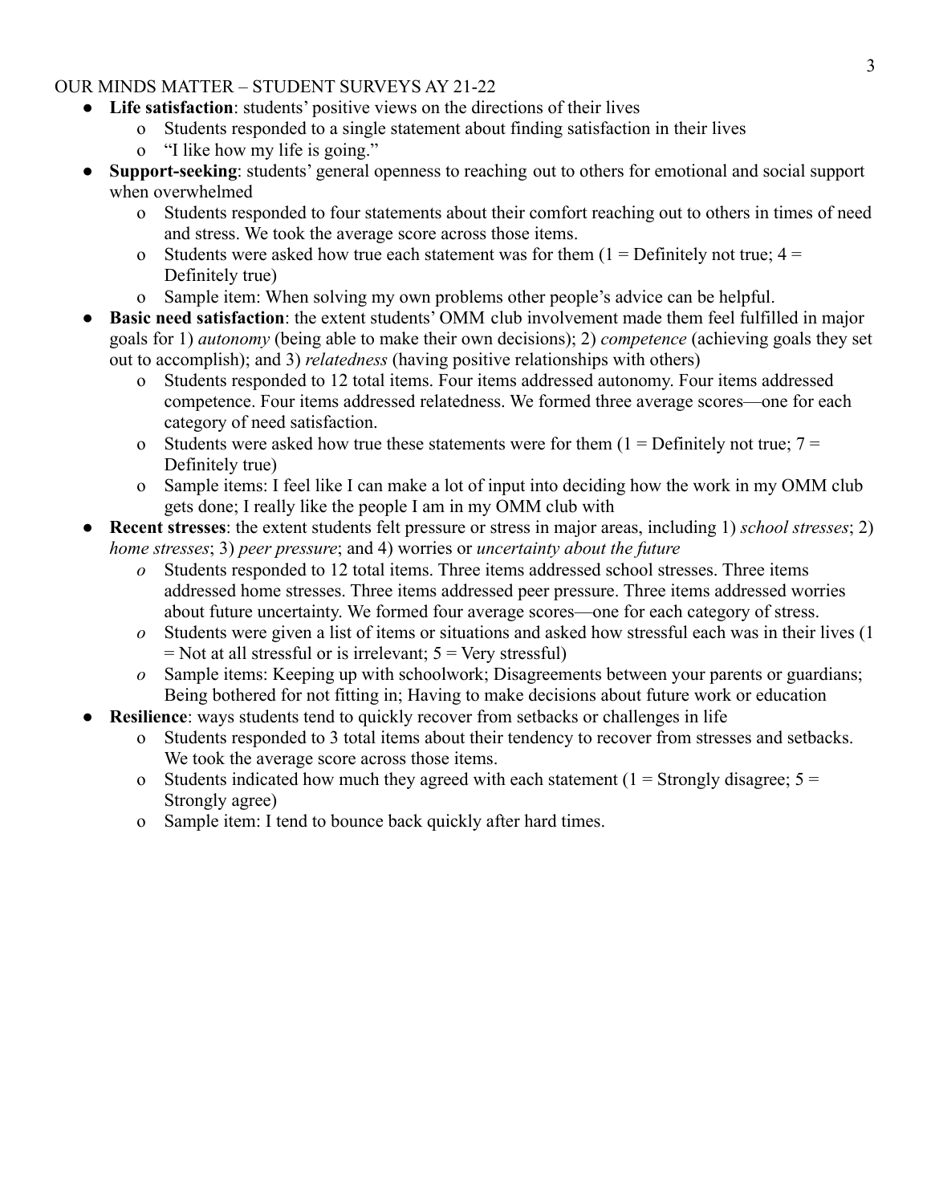OUR MINDS MATTER – STUDENT SURVEYS AY 21-22

- **Life satisfaction**: students' positive views on the directions of their lives
  - Students responded to a single statement about finding satisfaction in their lives
  - "I like how my life is going."
- **Support-seeking**: students' general openness to reaching out to others for emotional and social support when overwhelmed
  - Students responded to four statements about their comfort reaching out to others in times of need and stress. We took the average score across those items.
  - Students were asked how true each statement was for them (1 = Definitely not true; 4 = Definitely true)
  - Sample item: When solving my own problems other people's advice can be helpful.
- **Basic need satisfaction**: the extent students' OMM club involvement made them feel fulfilled in major goals for 1) *autonomy* (being able to make their own decisions); 2) *competence* (achieving goals they set out to accomplish); and 3) *relatedness* (having positive relationships with others)
  - Students responded to 12 total items. Four items addressed autonomy. Four items addressed competence. Four items addressed relatedness. We formed three average scores—one for each category of need satisfaction.
  - Students were asked how true these statements were for them (1 = Definitely not true; 7 = Definitely true)
  - Sample items: I feel like I can make a lot of input into deciding how the work in my OMM club gets done; I really like the people I am in my OMM club with
- **Recent stresses**: the extent students felt pressure or stress in major areas, including 1) *school stresses*; 2) *home stresses*; 3) *peer pressure*; and 4) worries or *uncertainty about the future*
  - Students responded to 12 total items. Three items addressed school stresses. Three items addressed home stresses. Three items addressed peer pressure. Three items addressed worries about future uncertainty. We formed four average scores—one for each category of stress.
  - Students were given a list of items or situations and asked how stressful each was in their lives (1 = Not at all stressful or is irrelevant; 5 = Very stressful)
  - Sample items: Keeping up with schoolwork; Disagreements between your parents or guardians; Being bothered for not fitting in; Having to make decisions about future work or education
- **Resilience**: ways students tend to quickly recover from setbacks or challenges in life
  - Students responded to 3 total items about their tendency to recover from stresses and setbacks. We took the average score across those items.
  - Students indicated how much they agreed with each statement (1 = Strongly disagree; 5 = Strongly agree)
  - Sample item: I tend to bounce back quickly after hard times.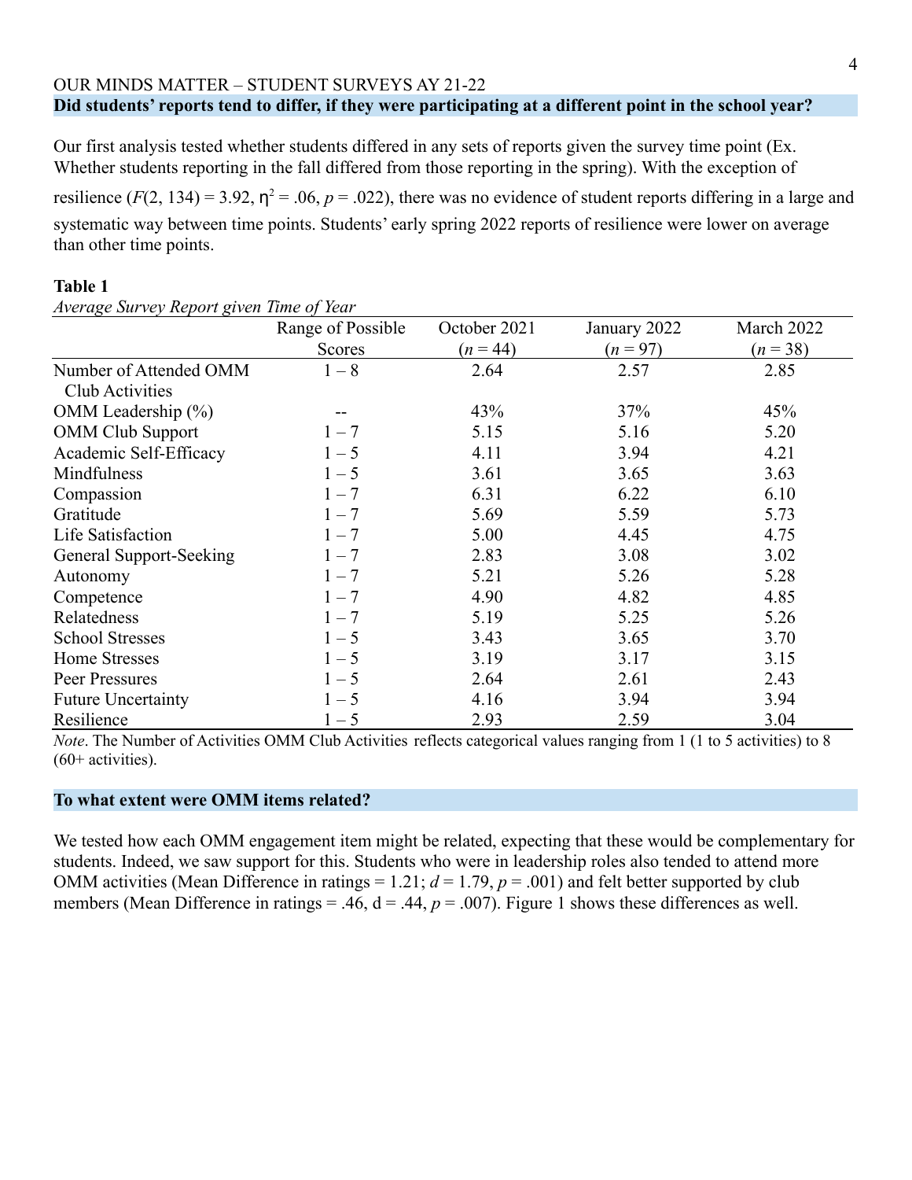OUR MINDS MATTER – STUDENT SURVEYS AY 21-22

## Did students' reports tend to differ, if they were participating at a different point in the school year?

Our first analysis tested whether students differed in any sets of reports given the survey time point (Ex. Whether students reporting in the fall differed from those reporting in the spring). With the exception of resilience ($F(2, 134) = 3.92$, $\eta^2 = .06$, $p = .022$), there was no evidence of student reports differing in a large and systematic way between time points. Students' early spring 2022 reports of resilience were lower on average than other time points.

**Table 1**

*Average Survey Report given Time of Year*

| | Range of Possible Scores | October 2021 ($n = 44$) | January 2022 ($n = 97$) | March 2022 ($n = 38$) |
|---|---|---|---|---|
| Number of Attended OMM Club Activities | 1 – 8 | 2.64 | 2.57 | 2.85 |
| OMM Leadership (%) | -- | 43% | 37% | 45% |
| OMM Club Support | 1 – 7 | 5.15 | 5.16 | 5.20 |
| Academic Self-Efficacy | 1 – 5 | 4.11 | 3.94 | 4.21 |
| Mindfulness | 1 – 5 | 3.61 | 3.65 | 3.63 |
| Compassion | 1 – 7 | 6.31 | 6.22 | 6.10 |
| Gratitude | 1 – 7 | 5.69 | 5.59 | 5.73 |
| Life Satisfaction | 1 – 7 | 5.00 | 4.45 | 4.75 |
| General Support-Seeking | 1 – 7 | 2.83 | 3.08 | 3.02 |
| Autonomy | 1 – 7 | 5.21 | 5.26 | 5.28 |
| Competence | 1 – 7 | 4.90 | 4.82 | 4.85 |
| Relatedness | 1 – 7 | 5.19 | 5.25 | 5.26 |
| School Stresses | 1 – 5 | 3.43 | 3.65 | 3.70 |
| Home Stresses | 1 – 5 | 3.19 | 3.17 | 3.15 |
| Peer Pressures | 1 – 5 | 2.64 | 2.61 | 2.43 |
| Future Uncertainty | 1 – 5 | 4.16 | 3.94 | 3.94 |
| Resilience | 1 – 5 | 2.93 | 2.59 | 3.04 |

*Note*. The Number of Activities OMM Club Activities reflects categorical values ranging from 1 (1 to 5 activities) to 8 (60+ activities).

## To what extent were OMM items related?

We tested how each OMM engagement item might be related, expecting that these would be complementary for students. Indeed, we saw support for this. Students who were in leadership roles also tended to attend more OMM activities (Mean Difference in ratings = 1.21; $d = 1.79$, $p = .001$) and felt better supported by club members (Mean Difference in ratings = .46, d = .44, $p = .007$). Figure 1 shows these differences as well.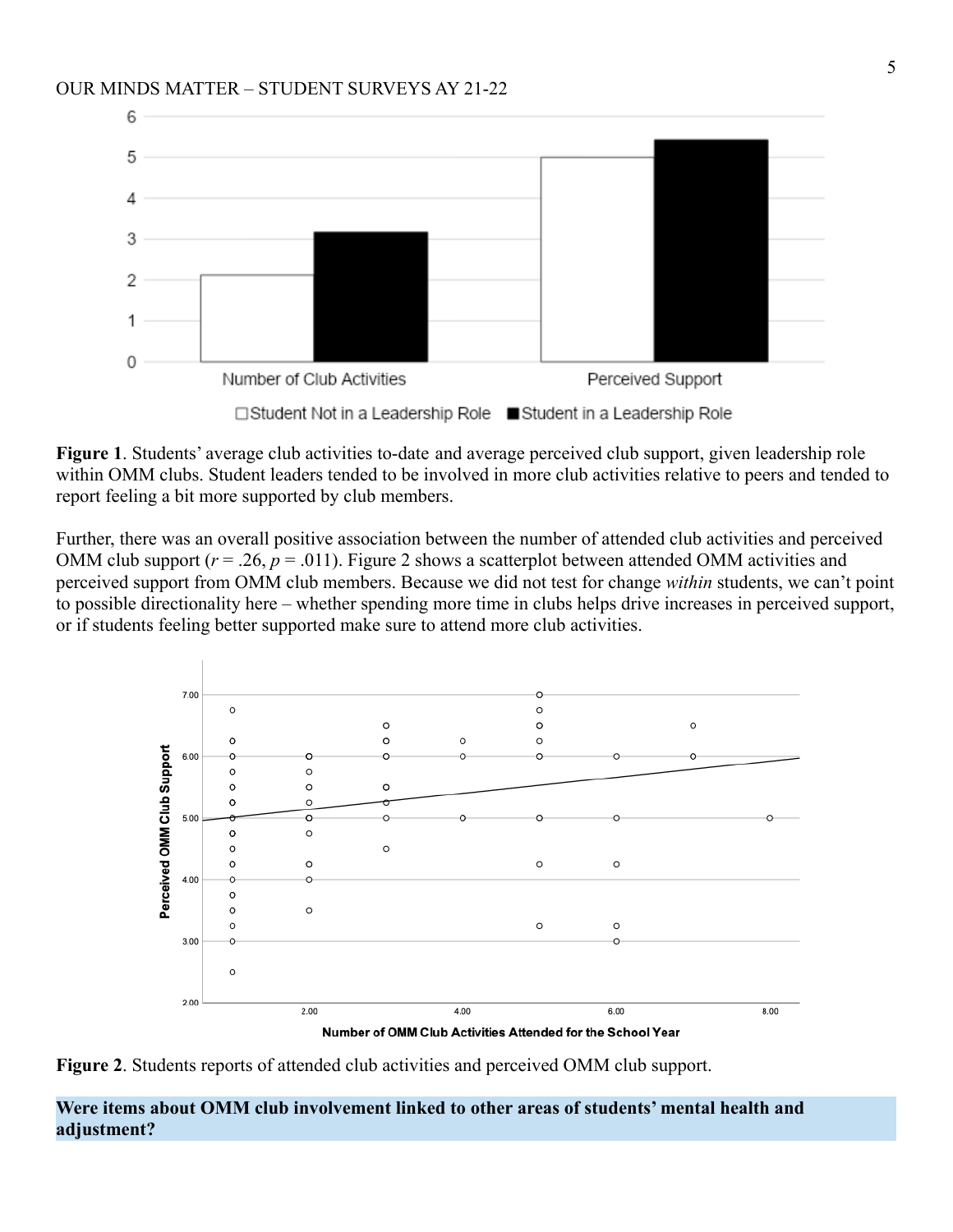**Figure 1**. Students' average club activities to-date and average perceived club support, given leadership role within OMM clubs. Student leaders tended to be involved in more club activities relative to peers and tended to report feeling a bit more supported by club members.

Further, there was an overall positive association between the number of attended club activities and perceived OMM club support ($r = .26$, $p = .011$). Figure 2 shows a scatterplot between attended OMM activities and perceived support from OMM club members. Because we did not test for change *within* students, we can't point to possible directionality here – whether spending more time in clubs helps drive increases in perceived support, or if students feeling better supported make sure to attend more club activities.

**Figure 2**. Students reports of attended club activities and perceived OMM club support.

## Were items about OMM club involvement linked to other areas of students' mental health and adjustment?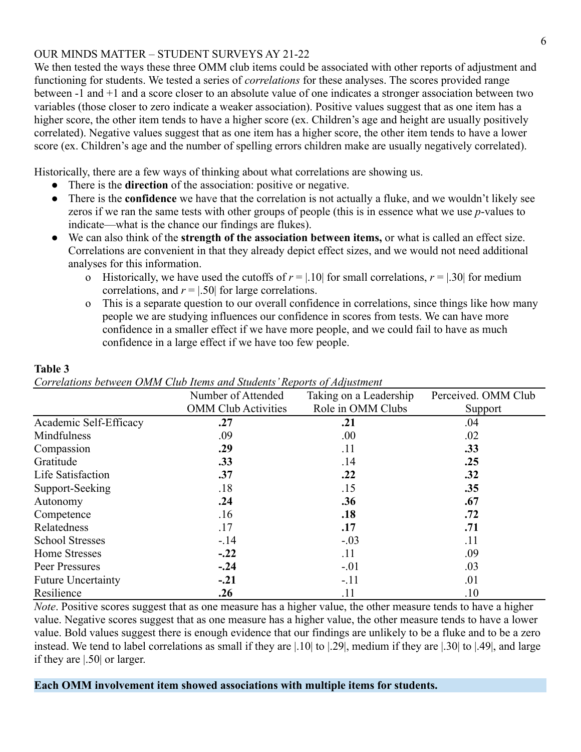OUR MINDS MATTER – STUDENT SURVEYS AY 21-22

We then tested the ways these three OMM club items could be associated with other reports of adjustment and functioning for students. We tested a series of *correlations* for these analyses. The scores provided range between -1 and +1 and a score closer to an absolute value of one indicates a stronger association between two variables (those closer to zero indicate a weaker association). Positive values suggest that as one item has a higher score, the other item tends to have a higher score (ex. Children's age and height are usually positively correlated). Negative values suggest that as one item has a higher score, the other item tends to have a lower score (ex. Children's age and the number of spelling errors children make are usually negatively correlated).

Historically, there are a few ways of thinking about what correlations are showing us.

- There is the **direction** of the association: positive or negative.
- There is the **confidence** we have that the correlation is not actually a fluke, and we wouldn't likely see zeros if we ran the same tests with other groups of people (this is in essence what we use *p*-values to indicate—what is the chance our findings are flukes).
- We can also think of the **strength of the association between items,** or what is called an effect size. Correlations are convenient in that they already depict effect sizes, and we would not need additional analyses for this information.
    - Historically, we have used the cutoffs of $r = |.10|$ for small correlations, $r = |.30|$ for medium correlations, and $r = |.50|$ for large correlations.
    - This is a separate question to our overall confidence in correlations, since things like how many people we are studying influences our confidence in scores from tests. We can have more confidence in a smaller effect if we have more people, and we could fail to have as much confidence in a large effect if we have too few people.

**Table 3**

*Correlations between OMM Club Items and Students' Reports of Adjustment*

| | Number of Attended OMM Club Activities | Taking on a Leadership Role in OMM Clubs | Perceived. OMM Club Support |
|---|---|---|---|
| Academic Self-Efficacy | **.27** | **.21** | .04 |
| Mindfulness | .09 | .00 | .02 |
| Compassion | **.29** | .11 | **.33** |
| Gratitude | **.33** | .14 | **.25** |
| Life Satisfaction | **.37** | **.22** | **.32** |
| Support-Seeking | .18 | .15 | **.35** |
| Autonomy | **.24** | **.36** | **.67** |
| Competence | .16 | **.18** | **.72** |
| Relatedness | .17 | **.17** | **.71** |
| School Stresses | -.14 | -.03 | .11 |
| Home Stresses | **-.22** | .11 | .09 |
| Peer Pressures | **-.24** | -.01 | .03 |
| Future Uncertainty | **-.21** | -.11 | .01 |
| Resilience | **.26** | .11 | .10 |

*Note*. Positive scores suggest that as one measure has a higher value, the other measure tends to have a higher value. Negative scores suggest that as one measure has a higher value, the other measure tends to have a lower value. Bold values suggest there is enough evidence that our findings are unlikely to be a fluke and to be a zero instead. We tend to label correlations as small if they are |.10| to |.29|, medium if they are |.30| to |.49|, and large if they are |.50| or larger.

**Each OMM involvement item showed associations with multiple items for students.**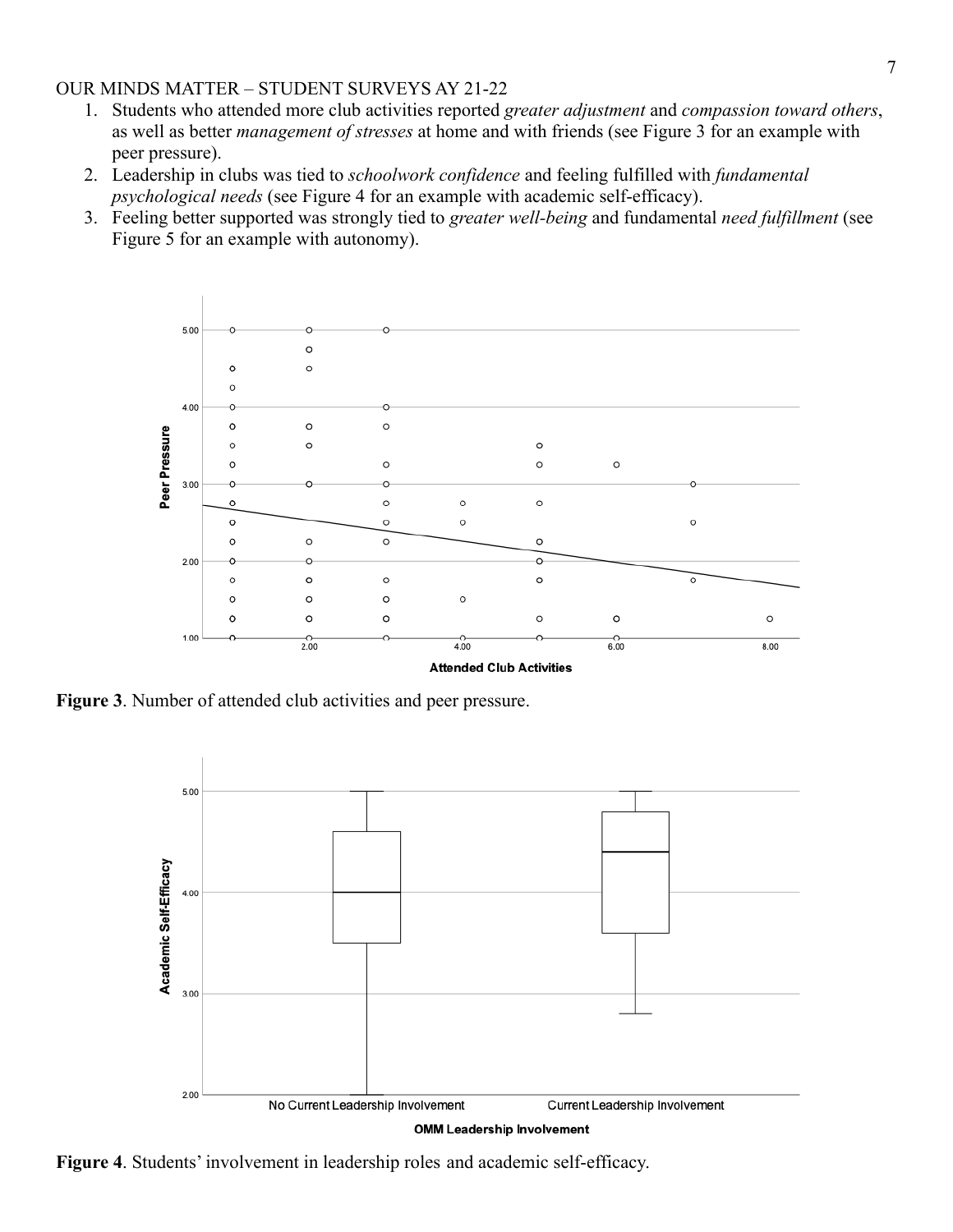OUR MINDS MATTER – STUDENT SURVEYS AY 21-22

1. Students who attended more club activities reported *greater adjustment* and *compassion toward others*, as well as better *management of stresses* at home and with friends (see Figure 3 for an example with peer pressure).
2. Leadership in clubs was tied to *schoolwork confidence* and feeling fulfilled with *fundamental psychological needs* (see Figure 4 for an example with academic self-efficacy).
3. Feeling better supported was strongly tied to *greater well-being* and fundamental *need fulfillment* (see Figure 5 for an example with autonomy).

**Figure 3**. Number of attended club activities and peer pressure.

**Figure 4**. Students' involvement in leadership roles and academic self-efficacy.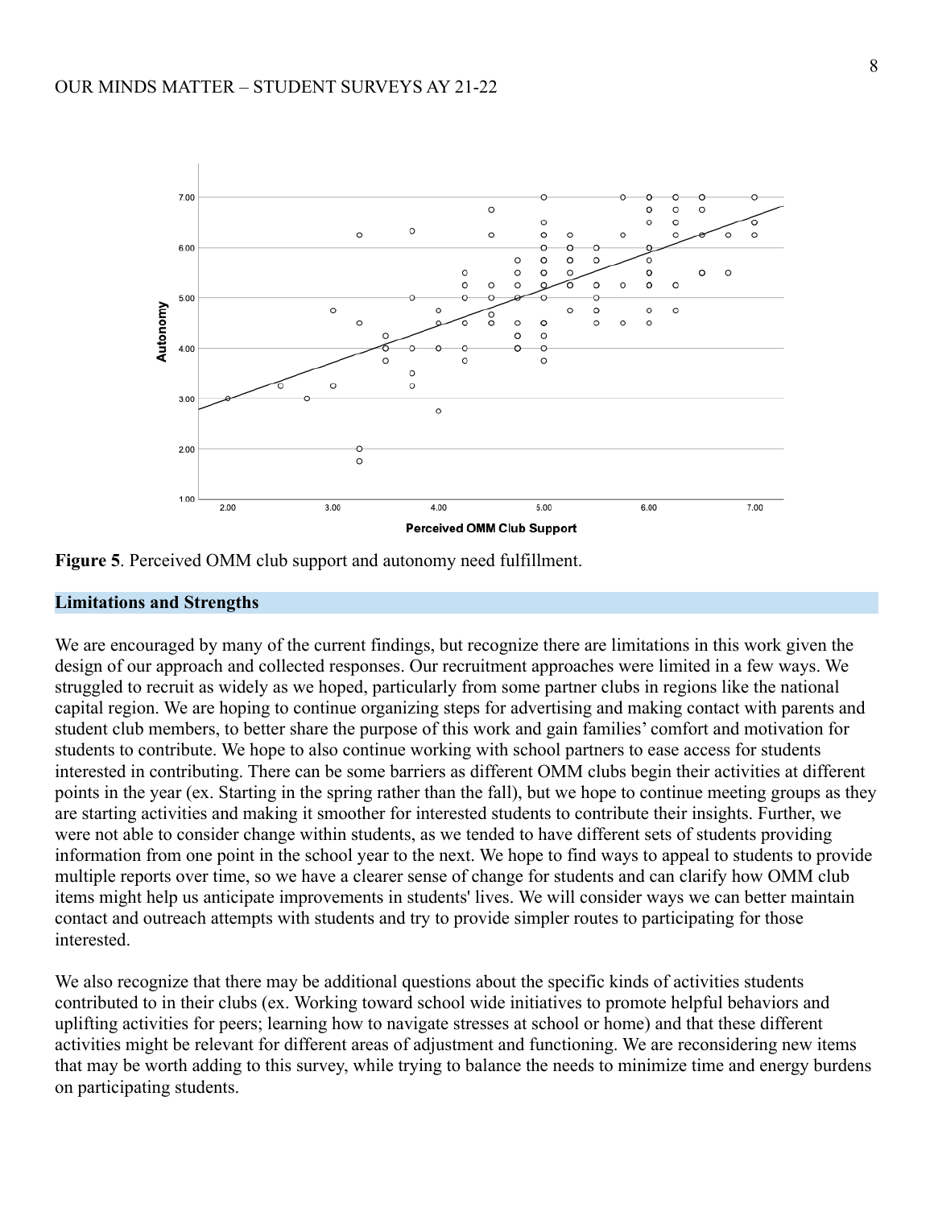**Figure 5**. Perceived OMM club support and autonomy need fulfillment.

## Limitations and Strengths

We are encouraged by many of the current findings, but recognize there are limitations in this work given the design of our approach and collected responses. Our recruitment approaches were limited in a few ways. We struggled to recruit as widely as we hoped, particularly from some partner clubs in regions like the national capital region. We are hoping to continue organizing steps for advertising and making contact with parents and student club members, to better share the purpose of this work and gain families' comfort and motivation for students to contribute. We hope to also continue working with school partners to ease access for students interested in contributing. There can be some barriers as different OMM clubs begin their activities at different points in the year (ex. Starting in the spring rather than the fall), but we hope to continue meeting groups as they are starting activities and making it smoother for interested students to contribute their insights. Further, we were not able to consider change within students, as we tended to have different sets of students providing information from one point in the school year to the next. We hope to find ways to appeal to students to provide multiple reports over time, so we have a clearer sense of change for students and can clarify how OMM club items might help us anticipate improvements in students' lives. We will consider ways we can better maintain contact and outreach attempts with students and try to provide simpler routes to participating for those interested.

We also recognize that there may be additional questions about the specific kinds of activities students contributed to in their clubs (ex. Working toward school wide initiatives to promote helpful behaviors and uplifting activities for peers; learning how to navigate stresses at school or home) and that these different activities might be relevant for different areas of adjustment and functioning. We are reconsidering new items that may be worth adding to this survey, while trying to balance the needs to minimize time and energy burdens on participating students.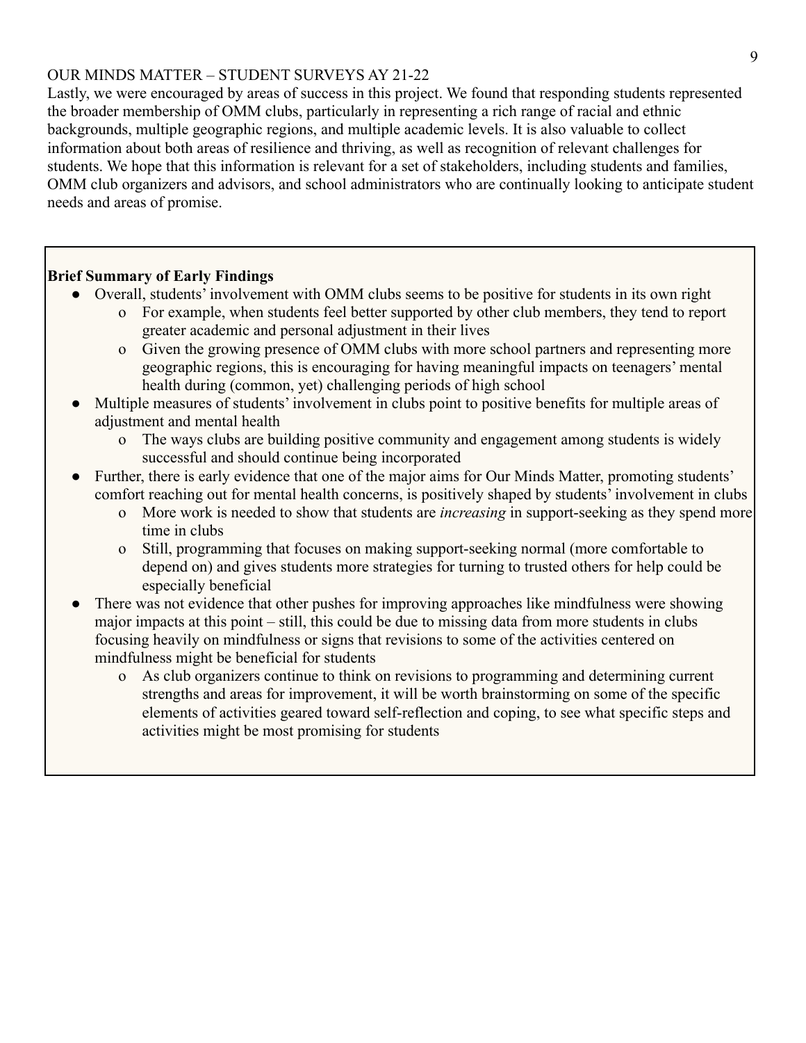Lastly, we were encouraged by areas of success in this project. We found that responding students represented the broader membership of OMM clubs, particularly in representing a rich range of racial and ethnic backgrounds, multiple geographic regions, and multiple academic levels. It is also valuable to collect information about both areas of resilience and thriving, as well as recognition of relevant challenges for students. We hope that this information is relevant for a set of stakeholders, including students and families, OMM club organizers and advisors, and school administrators who are continually looking to anticipate student needs and areas of promise.

**Brief Summary of Early Findings**

- Overall, students' involvement with OMM clubs seems to be positive for students in its own right
  - For example, when students feel better supported by other club members, they tend to report greater academic and personal adjustment in their lives
  - Given the growing presence of OMM clubs with more school partners and representing more geographic regions, this is encouraging for having meaningful impacts on teenagers' mental health during (common, yet) challenging periods of high school
- Multiple measures of students' involvement in clubs point to positive benefits for multiple areas of adjustment and mental health
  - The ways clubs are building positive community and engagement among students is widely successful and should continue being incorporated
- Further, there is early evidence that one of the major aims for Our Minds Matter, promoting students' comfort reaching out for mental health concerns, is positively shaped by students' involvement in clubs
  - More work is needed to show that students are *increasing* in support-seeking as they spend more time in clubs
  - Still, programming that focuses on making support-seeking normal (more comfortable to depend on) and gives students more strategies for turning to trusted others for help could be especially beneficial
- There was not evidence that other pushes for improving approaches like mindfulness were showing major impacts at this point – still, this could be due to missing data from more students in clubs focusing heavily on mindfulness or signs that revisions to some of the activities centered on mindfulness might be beneficial for students
  - As club organizers continue to think on revisions to programming and determining current strengths and areas for improvement, it will be worth brainstorming on some of the specific elements of activities geared toward self-reflection and coping, to see what specific steps and activities might be most promising for students